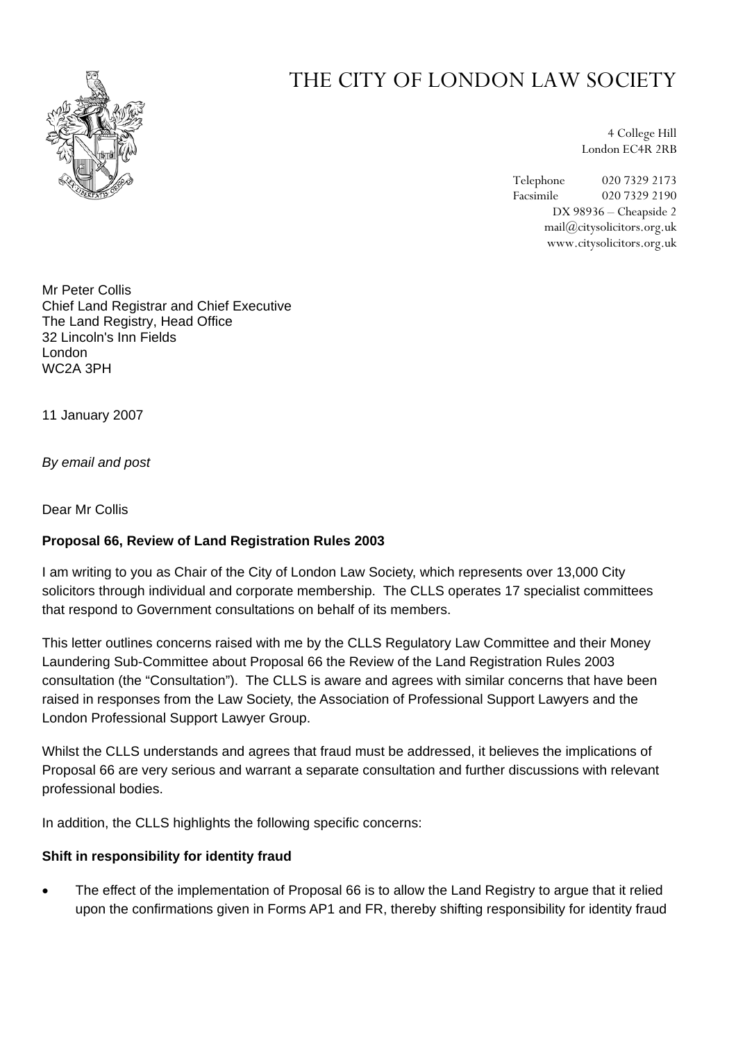# THE CITY OF LONDON LAW SOCIETY

4 College Hill
London EC4R 2RB

Telephone 020 7329 2173
Facsimile 020 7329 2190
DX 98936 – Cheapside 2
mail@citysolicitors.org.uk
www.citysolicitors.org.uk

Mr Peter Collis
Chief Land Registrar and Chief Executive
The Land Registry, Head Office
32 Lincoln's Inn Fields
London
WC2A 3PH

11 January 2007

*By email and post*

Dear Mr Collis

**Proposal 66, Review of Land Registration Rules 2003**

I am writing to you as Chair of the City of London Law Society, which represents over 13,000 City solicitors through individual and corporate membership. The CLLS operates 17 specialist committees that respond to Government consultations on behalf of its members.

This letter outlines concerns raised with me by the CLLS Regulatory Law Committee and their Money Laundering Sub-Committee about Proposal 66 the Review of the Land Registration Rules 2003 consultation (the "Consultation"). The CLLS is aware and agrees with similar concerns that have been raised in responses from the Law Society, the Association of Professional Support Lawyers and the London Professional Support Lawyer Group.

Whilst the CLLS understands and agrees that fraud must be addressed, it believes the implications of Proposal 66 are very serious and warrant a separate consultation and further discussions with relevant professional bodies.

In addition, the CLLS highlights the following specific concerns:

**Shift in responsibility for identity fraud**

- The effect of the implementation of Proposal 66 is to allow the Land Registry to argue that it relied upon the confirmations given in Forms AP1 and FR, thereby shifting responsibility for identity fraud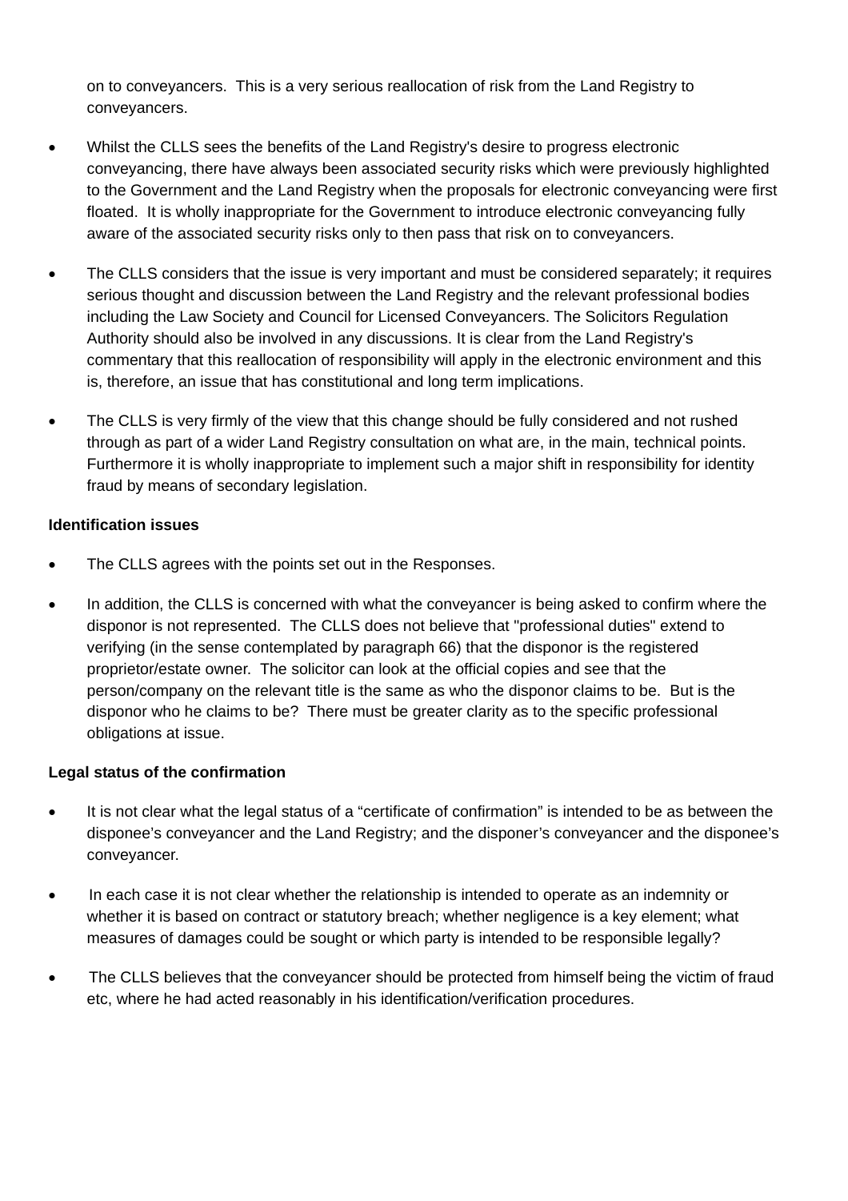on to conveyancers. This is a very serious reallocation of risk from the Land Registry to conveyancers.

- Whilst the CLLS sees the benefits of the Land Registry's desire to progress electronic conveyancing, there have always been associated security risks which were previously highlighted to the Government and the Land Registry when the proposals for electronic conveyancing were first floated. It is wholly inappropriate for the Government to introduce electronic conveyancing fully aware of the associated security risks only to then pass that risk on to conveyancers.

- The CLLS considers that the issue is very important and must be considered separately; it requires serious thought and discussion between the Land Registry and the relevant professional bodies including the Law Society and Council for Licensed Conveyancers. The Solicitors Regulation Authority should also be involved in any discussions. It is clear from the Land Registry's commentary that this reallocation of responsibility will apply in the electronic environment and this is, therefore, an issue that has constitutional and long term implications.

- The CLLS is very firmly of the view that this change should be fully considered and not rushed through as part of a wider Land Registry consultation on what are, in the main, technical points. Furthermore it is wholly inappropriate to implement such a major shift in responsibility for identity fraud by means of secondary legislation.

**Identification issues**

- The CLLS agrees with the points set out in the Responses.

- In addition, the CLLS is concerned with what the conveyancer is being asked to confirm where the disponor is not represented. The CLLS does not believe that "professional duties" extend to verifying (in the sense contemplated by paragraph 66) that the disponor is the registered proprietor/estate owner. The solicitor can look at the official copies and see that the person/company on the relevant title is the same as who the disponor claims to be. But is the disponor who he claims to be? There must be greater clarity as to the specific professional obligations at issue.

**Legal status of the confirmation**

- It is not clear what the legal status of a "certificate of confirmation" is intended to be as between the disponee's conveyancer and the Land Registry; and the disponer's conveyancer and the disponee's conveyancer.

- In each case it is not clear whether the relationship is intended to operate as an indemnity or whether it is based on contract or statutory breach; whether negligence is a key element; what measures of damages could be sought or which party is intended to be responsible legally?

- The CLLS believes that the conveyancer should be protected from himself being the victim of fraud etc, where he had acted reasonably in his identification/verification procedures.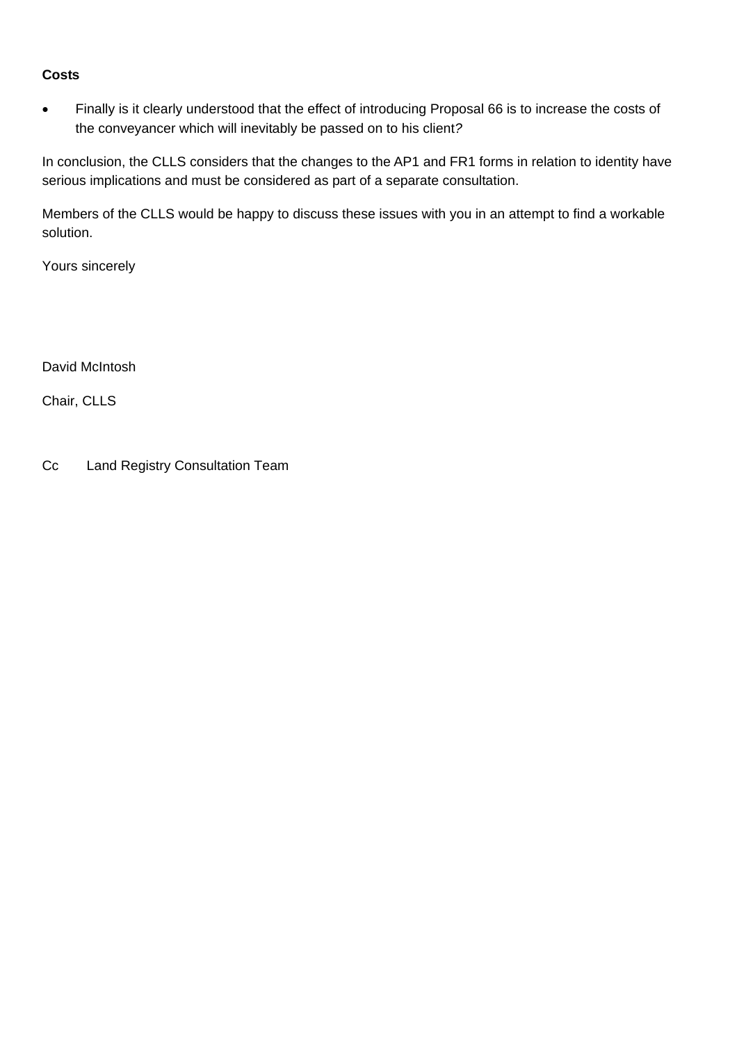**Costs**

- Finally is it clearly understood that the effect of introducing Proposal 66 is to increase the costs of the conveyancer which will inevitably be passed on to his client?

In conclusion, the CLLS considers that the changes to the AP1 and FR1 forms in relation to identity have serious implications and must be considered as part of a separate consultation.

Members of the CLLS would be happy to discuss these issues with you in an attempt to find a workable solution.

Yours sincerely

David McIntosh

Chair, CLLS

Cc Land Registry Consultation Team